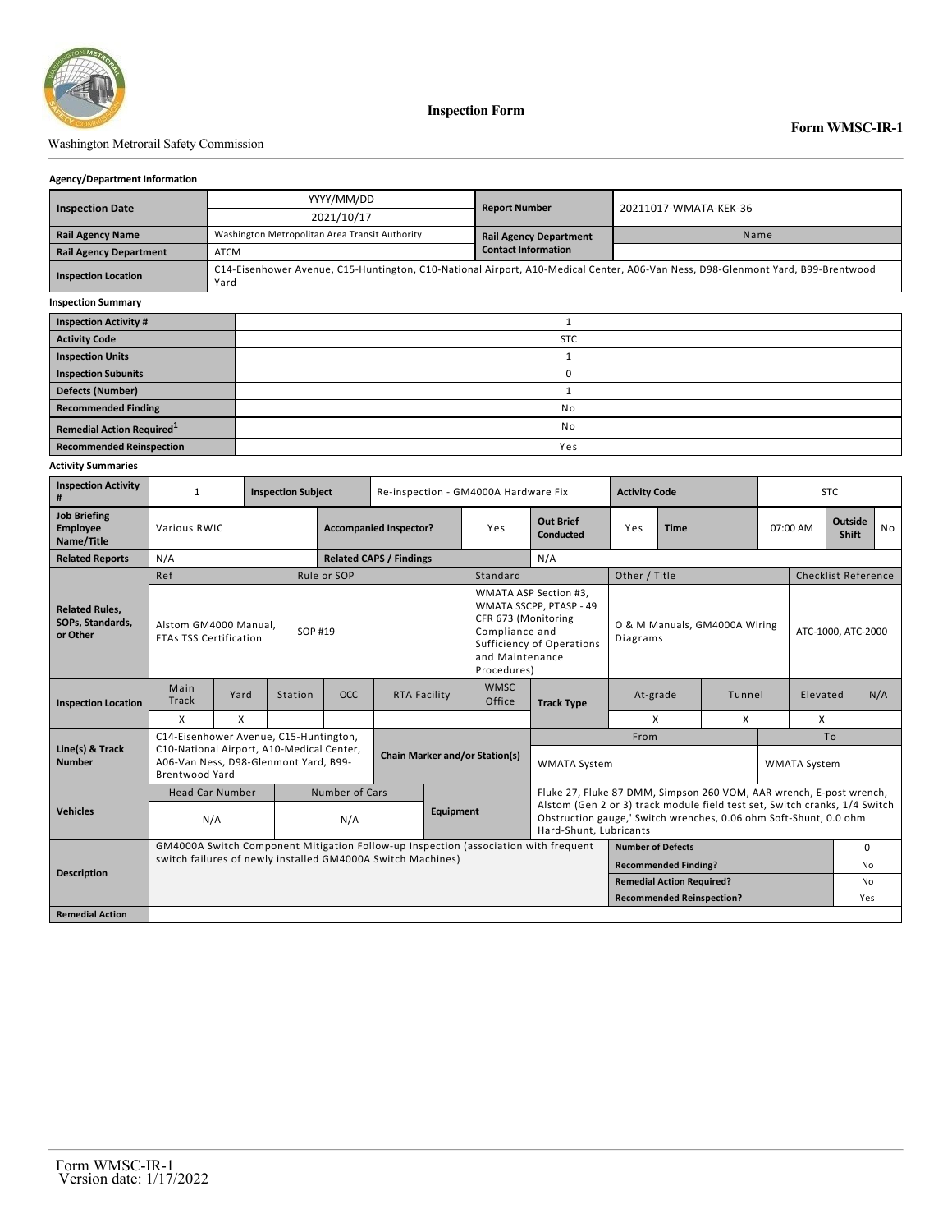Washington Metrorail Safety Commission

**Inspection Form**

**Form WMSC-IR-1**

**Agency/Department Information**

| | | | |
|---|---|---|---|
| **Inspection Date** | YYYY/MM/DD<br>2021/10/17 | **Report Number** | 20211017-WMATA-KEK-36 |
| **Rail Agency Name** | Washington Metropolitan Area Transit Authority | **Rail Agency Department Contact Information** | Name |
| **Rail Agency Department** | ATCM | | |
| **Inspection Location** | C14-Eisenhower Avenue, C15-Huntington, C10-National Airport, A10-Medical Center, A06-Van Ness, D98-Glenmont Yard, B99-Brentwood Yard | | |

**Inspection Summary**

| | |
|---|---|
| **Inspection Activity #** | 1 |
| **Activity Code** | STC |
| **Inspection Units** | 1 |
| **Inspection Subunits** | 0 |
| **Defects (Number)** | 1 |
| **Recommended Finding** | No |
| **Remedial Action Required**[1] | No |
| **Recommended Reinspection** | Yes |

**Activity Summaries**

| | | | | | | | | | | | |
|---|---|---|---|---|---|---|---|---|---|---|---|
| **Inspection Activity #** | 1 | **Inspection Subject** | Re-inspection - GM4000A Hardware Fix | | | **Activity Code** | STC | | | | |
| **Job Briefing Employee Name/Title** | Various RWIC | **Accompanied Inspector?** | Yes | **Out Brief Conducted** | Yes | **Time** | 07:00 AM | **Outside Shift** | No | | |
| **Related Reports** | N/A | **Related CAPS / Findings** | N/A | | | | | | | | |
| **Related Rules, SOPs, Standards, or Other** | Ref: Alstom GM4000 Manual, FTAs TSS Certification | Rule or SOP: SOP #19 | Standard: WMATA ASP Section #3, WMATA SSCPP, PTASP - 49 CFR 673 (Monitoring Compliance and Sufficiency of Operations and Maintenance Procedures) | Other / Title: O & M Manuals, GM4000A Wiring Diagrams | Checklist Reference: ATC-1000, ATC-2000 | | | | | | |
| **Inspection Location** | Main Track | Yard | Station | OCC | RTA Facility | WMSC Office | **Track Type** | At-grade | Tunnel | Elevated | N/A |
| | X | X | | | | | | X | X | X | |
| **Line(s) & Track Number** | C14-Eisenhower Avenue, C15-Huntington, C10-National Airport, A10-Medical Center, A06-Van Ness, D98-Glenmont Yard, B99-Brentwood Yard | **Chain Marker and/or Station(s)** | From: WMATA System | To: WMATA System | | | | | | | |
| **Vehicles** | Head Car Number: N/A | Number of Cars: N/A | **Equipment** | Fluke 27, Fluke 87 DMM, Simpson 260 VOM, AAR wrench, E-post wrench, Alstom (Gen 2 or 3) track module field test set, Switch cranks, 1/4 Switch Obstruction gauge,' Switch wrenches, 0.06 ohm Soft-Shunt, 0.0 ohm Hard-Shunt, Lubricants | | | | | | | |
| **Description** | GM4000A Switch Component Mitigation Follow-up Inspection (association with frequent switch failures of newly installed GM4000A Switch Machines) | | | **Number of Defects** | 0 | | | | | | |
| | | | | **Recommended Finding?** | No | | | | | | |
| | | | | **Remedial Action Required?** | No | | | | | | |
| | | | | **Recommended Reinspection?** | Yes | | | | | | |
| **Remedial Action** | | | | | | | | | | | |

Form WMSC-IR-1
Version date: 1/17/2022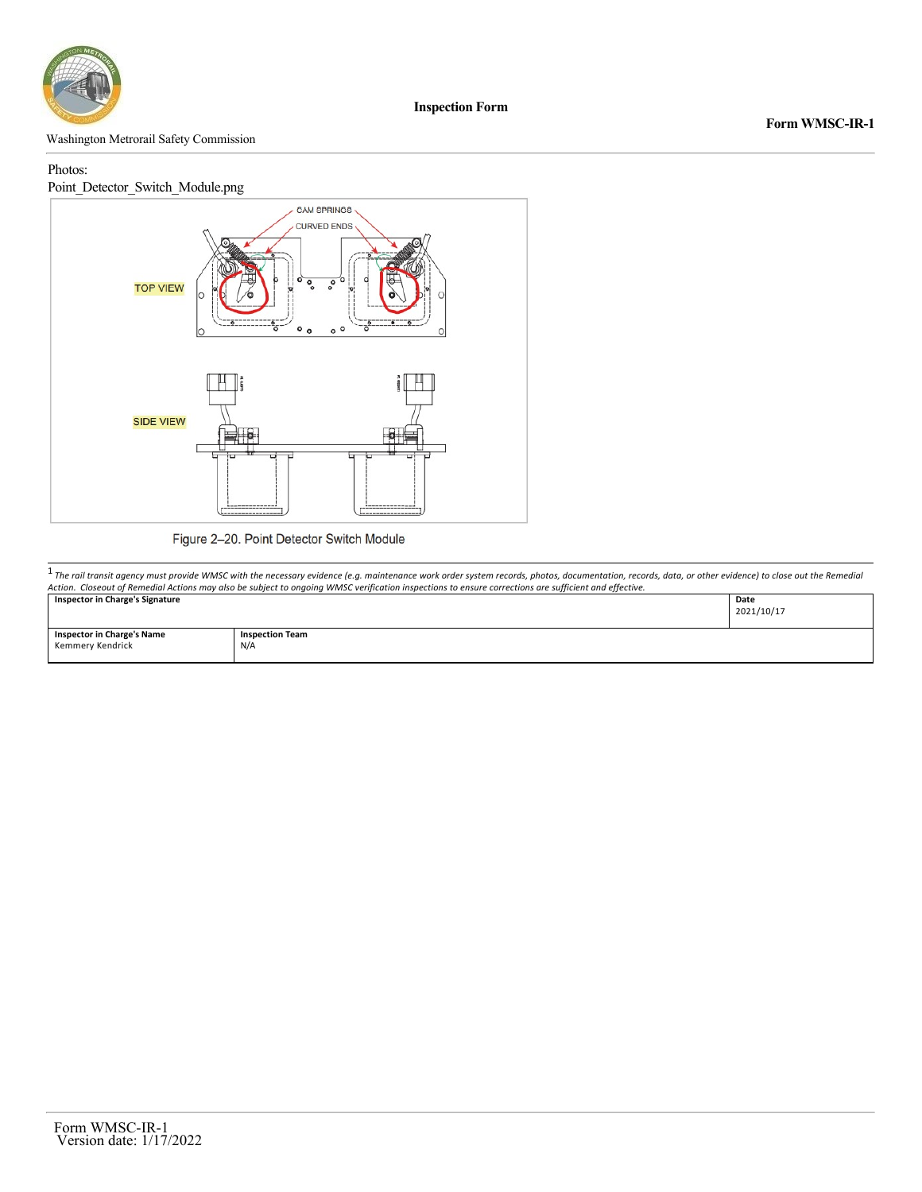Photos:
Point_Detector_Switch_Module.png

CAM SPRINGS
CURVED ENDS
TOP VIEW
SIDE VIEW

Figure 2–20. Point Detector Switch Module

[1] *The rail transit agency must provide WMSC with the necessary evidence (e.g. maintenance work order system records, photos, documentation, records, data, or other evidence) to close out the Remedial Action. Closeout of Remedial Actions may also be subject to ongoing WMSC verification inspections to ensure corrections are sufficient and effective.*

| | | |
|---|---|---|
| **Inspector in Charge's Signature** | | **Date**<br>2021/10/17 |
| **Inspector in Charge's Name**<br>Kemmery Kendrick | **Inspection Team**<br>N/A | |